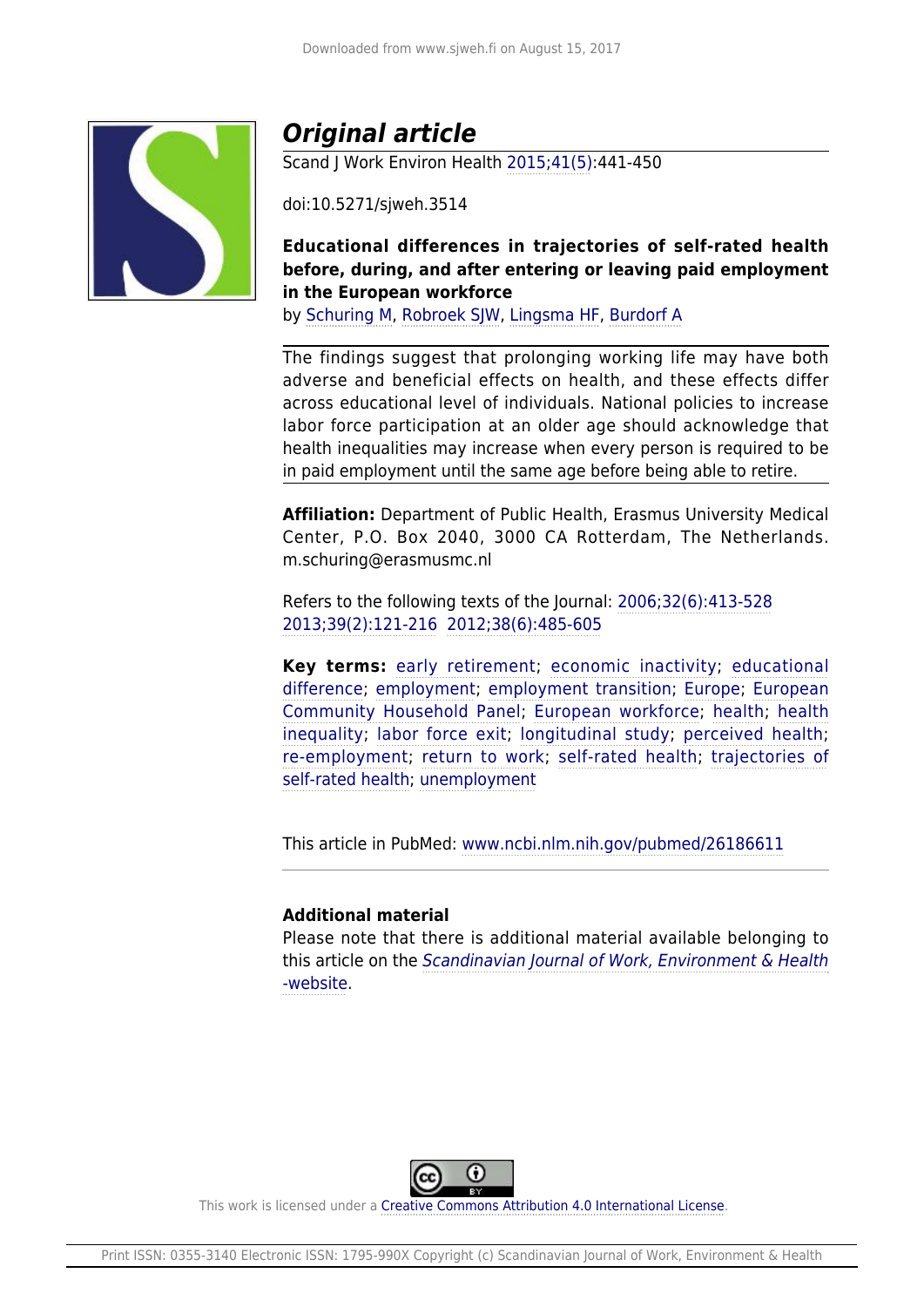# *Original article*

Scand J Work Environ Health 2015;41(5):441-450

doi:10.5271/sjweh.3514

**Educational differences in trajectories of self-rated health before, during, and after entering or leaving paid employment in the European workforce**

by Schuring M, Robroek SJW, Lingsma HF, Burdorf A

The findings suggest that prolonging working life may have both adverse and beneficial effects on health, and these effects differ across educational level of individuals. National policies to increase labor force participation at an older age should acknowledge that health inequalities may increase when every person is required to be in paid employment until the same age before being able to retire.

**Affiliation:** Department of Public Health, Erasmus University Medical Center, P.O. Box 2040, 3000 CA Rotterdam, The Netherlands. m.schuring@erasmusmc.nl

Refers to the following texts of the Journal: 2006;32(6):413-528 2013;39(2):121-216 2012;38(6):485-605

**Key terms:** early retirement; economic inactivity; educational difference; employment; employment transition; Europe; European Community Household Panel; European workforce; health; health inequality; labor force exit; longitudinal study; perceived health; re-employment; return to work; self-rated health; trajectories of self-rated health; unemployment

This article in PubMed: www.ncbi.nlm.nih.gov/pubmed/26186611

**Additional material**

Please note that there is additional material available belonging to this article on the *Scandinavian Journal of Work, Environment & Health -website*.

This work is licensed under a Creative Commons Attribution 4.0 International License.

Print ISSN: 0355-3140 Electronic ISSN: 1795-990X Copyright (c) Scandinavian Journal of Work, Environment & Health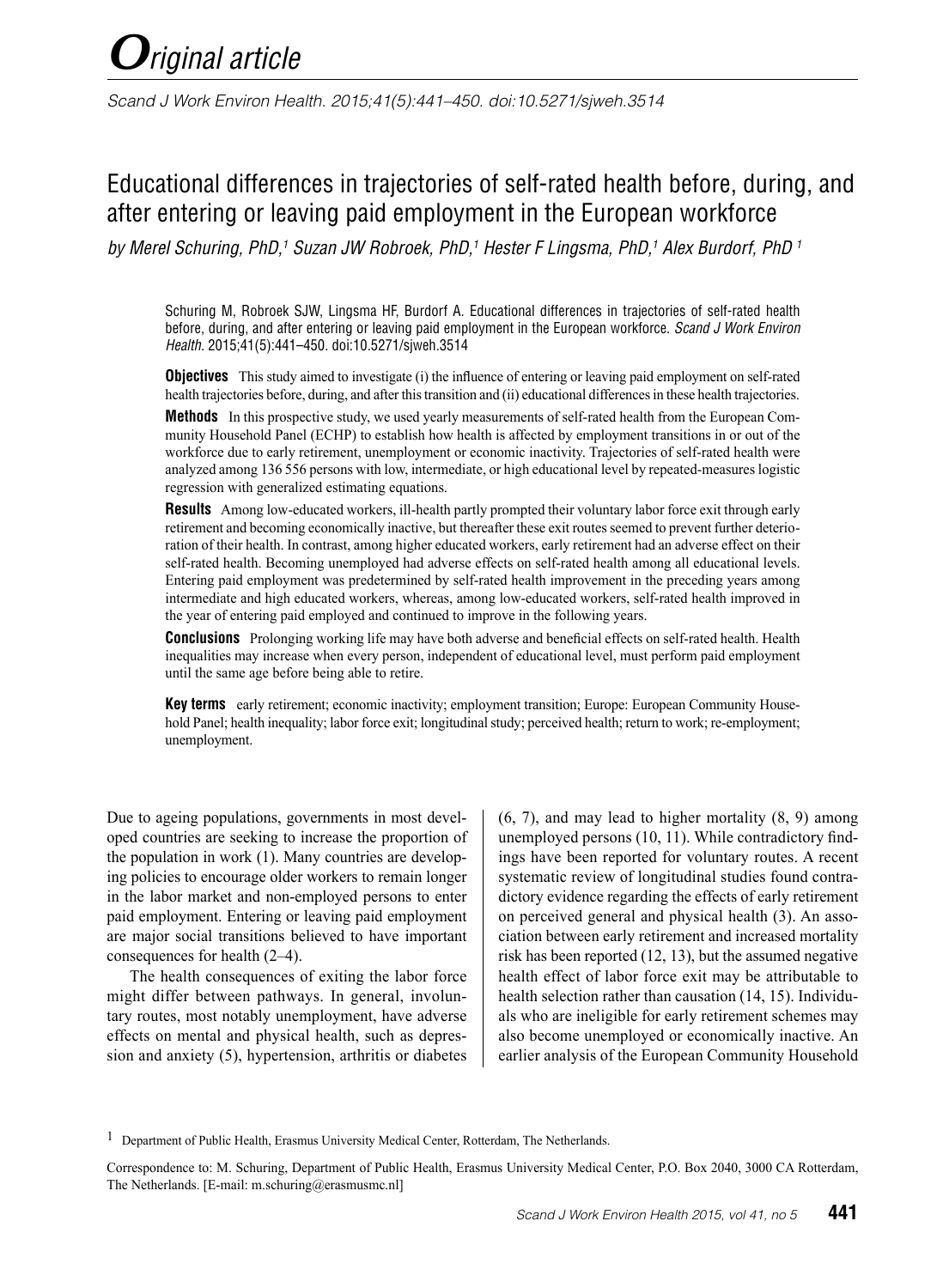# *O*riginal article

# Educational differences in trajectories of self-rated health before, during, and after entering or leaving paid employment in the European workforce

*by Merel Schuring, PhD,[1] Suzan JW Robroek, PhD,[1] Hester F Lingsma, PhD,[1] Alex Burdorf, PhD [1]*

Schuring M, Robroek SJW, Lingsma HF, Burdorf A. Educational differences in trajectories of self-rated health before, during, and after entering or leaving paid employment in the European workforce. *Scand J Work Environ Health*. 2015;41(5):441–450. doi:10.5271/sjweh.3514

**Objectives** This study aimed to investigate (i) the influence of entering or leaving paid employment on self-rated health trajectories before, during, and after this transition and (ii) educational differences in these health trajectories.

**Methods** In this prospective study, we used yearly measurements of self-rated health from the European Community Household Panel (ECHP) to establish how health is affected by employment transitions in or out of the workforce due to early retirement, unemployment or economic inactivity. Trajectories of self-rated health were analyzed among 136 556 persons with low, intermediate, or high educational level by repeated-measures logistic regression with generalized estimating equations.

**Results** Among low-educated workers, ill-health partly prompted their voluntary labor force exit through early retirement and becoming economically inactive, but thereafter these exit routes seemed to prevent further deterioration of their health. In contrast, among higher educated workers, early retirement had an adverse effect on their self-rated health. Becoming unemployed had adverse effects on self-rated health among all educational levels. Entering paid employment was predetermined by self-rated health improvement in the preceding years among intermediate and high educated workers, whereas, among low-educated workers, self-rated health improved in the year of entering paid employed and continued to improve in the following years.

**Conclusions** Prolonging working life may have both adverse and beneficial effects on self-rated health. Health inequalities may increase when every person, independent of educational level, must perform paid employment until the same age before being able to retire.

**Key terms** early retirement; economic inactivity; employment transition; Europe: European Community Household Panel; health inequality; labor force exit; longitudinal study; perceived health; return to work; re-employment; unemployment.

Due to ageing populations, governments in most developed countries are seeking to increase the proportion of the population in work (1). Many countries are developing policies to encourage older workers to remain longer in the labor market and non-employed persons to enter paid employment. Entering or leaving paid employment are major social transitions believed to have important consequences for health (2–4).

The health consequences of exiting the labor force might differ between pathways. In general, involuntary routes, most notably unemployment, have adverse effects on mental and physical health, such as depression and anxiety (5), hypertension, arthritis or diabetes (6, 7), and may lead to higher mortality (8, 9) among unemployed persons (10, 11). While contradictory findings have been reported for voluntary routes. A recent systematic review of longitudinal studies found contradictory evidence regarding the effects of early retirement on perceived general and physical health (3). An association between early retirement and increased mortality risk has been reported (12, 13), but the assumed negative health effect of labor force exit may be attributable to health selection rather than causation (14, 15). Individuals who are ineligible for early retirement schemes may also become unemployed or economically inactive. An earlier analysis of the European Community Household

[1] Department of Public Health, Erasmus University Medical Center, Rotterdam, The Netherlands.

Correspondence to: M. Schuring, Department of Public Health, Erasmus University Medical Center, P.O. Box 2040, 3000 CA Rotterdam, The Netherlands. [E-mail: m.schuring@erasmusmc.nl]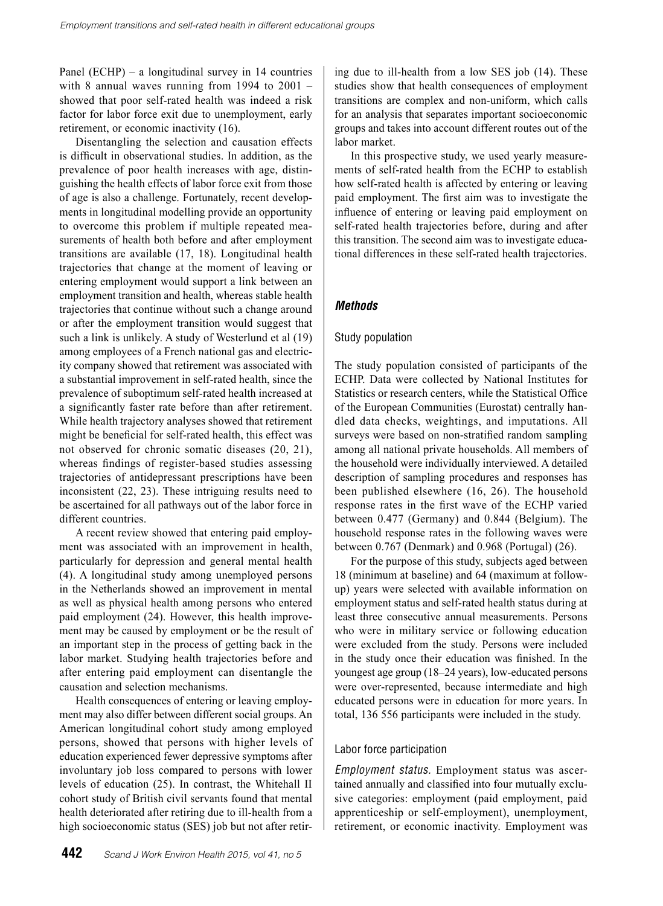Panel (ECHP) – a longitudinal survey in 14 countries with 8 annual waves running from 1994 to 2001 – showed that poor self-rated health was indeed a risk factor for labor force exit due to unemployment, early retirement, or economic inactivity (16).

Disentangling the selection and causation effects is difficult in observational studies. In addition, as the prevalence of poor health increases with age, distinguishing the health effects of labor force exit from those of age is also a challenge. Fortunately, recent developments in longitudinal modelling provide an opportunity to overcome this problem if multiple repeated measurements of health both before and after employment transitions are available (17, 18). Longitudinal health trajectories that change at the moment of leaving or entering employment would support a link between an employment transition and health, whereas stable health trajectories that continue without such a change around or after the employment transition would suggest that such a link is unlikely. A study of Westerlund et al (19) among employees of a French national gas and electricity company showed that retirement was associated with a substantial improvement in self-rated health, since the prevalence of suboptimum self-rated health increased at a significantly faster rate before than after retirement. While health trajectory analyses showed that retirement might be beneficial for self-rated health, this effect was not observed for chronic somatic diseases (20, 21), whereas findings of register-based studies assessing trajectories of antidepressant prescriptions have been inconsistent (22, 23). These intriguing results need to be ascertained for all pathways out of the labor force in different countries.

A recent review showed that entering paid employment was associated with an improvement in health, particularly for depression and general mental health (4). A longitudinal study among unemployed persons in the Netherlands showed an improvement in mental as well as physical health among persons who entered paid employment (24). However, this health improvement may be caused by employment or be the result of an important step in the process of getting back in the labor market. Studying health trajectories before and after entering paid employment can disentangle the causation and selection mechanisms.

Health consequences of entering or leaving employment may also differ between different social groups. An American longitudinal cohort study among employed persons, showed that persons with higher levels of education experienced fewer depressive symptoms after involuntary job loss compared to persons with lower levels of education (25). In contrast, the Whitehall II cohort study of British civil servants found that mental health deteriorated after retiring due to ill-health from a high socioeconomic status (SES) job but not after retiring due to ill-health from a low SES job (14). These studies show that health consequences of employment transitions are complex and non-uniform, which calls for an analysis that separates important socioeconomic groups and takes into account different routes out of the labor market.

In this prospective study, we used yearly measurements of self-rated health from the ECHP to establish how self-rated health is affected by entering or leaving paid employment. The first aim was to investigate the influence of entering or leaving paid employment on self-rated health trajectories before, during and after this transition. The second aim was to investigate educational differences in these self-rated health trajectories.

## Methods

### Study population

The study population consisted of participants of the ECHP. Data were collected by National Institutes for Statistics or research centers, while the Statistical Office of the European Communities (Eurostat) centrally handled data checks, weightings, and imputations. All surveys were based on non-stratified random sampling among all national private households. All members of the household were individually interviewed. A detailed description of sampling procedures and responses has been published elsewhere (16, 26). The household response rates in the first wave of the ECHP varied between 0.477 (Germany) and 0.844 (Belgium). The household response rates in the following waves were between 0.767 (Denmark) and 0.968 (Portugal) (26).

For the purpose of this study, subjects aged between 18 (minimum at baseline) and 64 (maximum at follow-up) years were selected with available information on employment status and self-rated health status during at least three consecutive annual measurements. Persons who were in military service or following education were excluded from the study. Persons were included in the study once their education was finished. In the youngest age group (18–24 years), low-educated persons were over-represented, because intermediate and high educated persons were in education for more years. In total, 136 556 participants were included in the study.

### Labor force participation

*Employment status.* Employment status was ascertained annually and classified into four mutually exclusive categories: employment (paid employment, paid apprenticeship or self-employment), unemployment, retirement, or economic inactivity. Employment was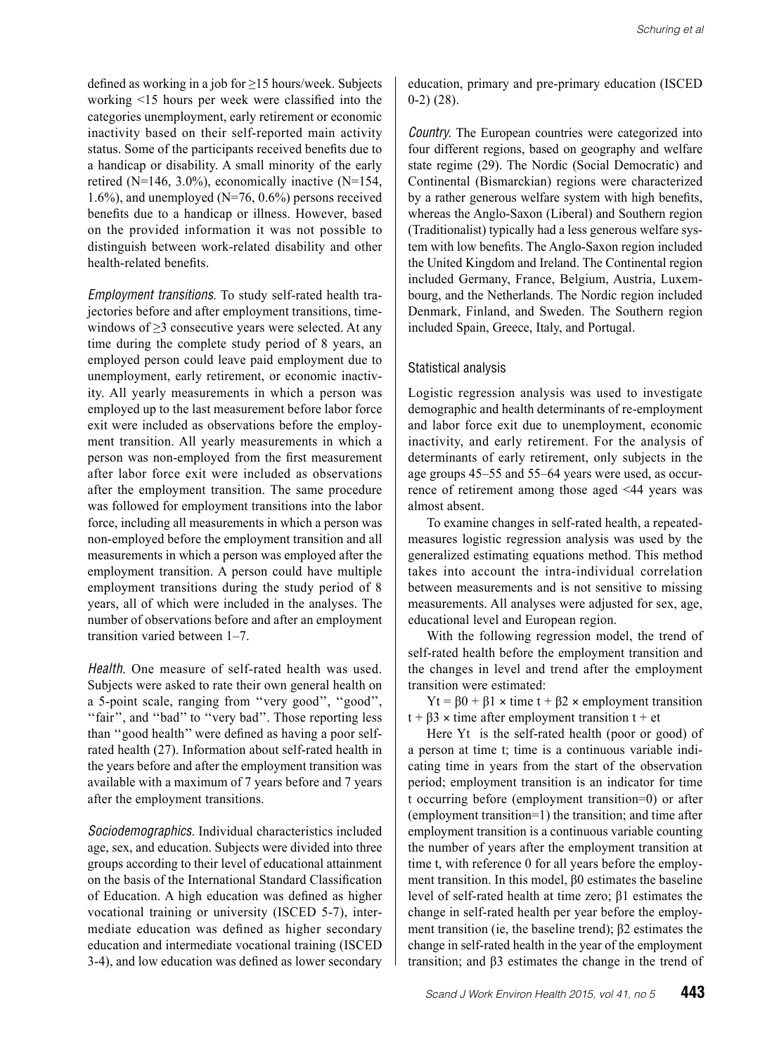defined as working in a job for ≥15 hours/week. Subjects working <15 hours per week were classified into the categories unemployment, early retirement or economic inactivity based on their self-reported main activity status. Some of the participants received benefits due to a handicap or disability. A small minority of the early retired (N=146, 3.0%), economically inactive (N=154, 1.6%), and unemployed (N=76, 0.6%) persons received benefits due to a handicap or illness. However, based on the provided information it was not possible to distinguish between work-related disability and other health-related benefits.

*Employment transitions.* To study self-rated health trajectories before and after employment transitions, time-windows of ≥3 consecutive years were selected. At any time during the complete study period of 8 years, an employed person could leave paid employment due to unemployment, early retirement, or economic inactivity. All yearly measurements in which a person was employed up to the last measurement before labor force exit were included as observations before the employment transition. All yearly measurements in which a person was non-employed from the first measurement after labor force exit were included as observations after the employment transition. The same procedure was followed for employment transitions into the labor force, including all measurements in which a person was non-employed before the employment transition and all measurements in which a person was employed after the employment transition. A person could have multiple employment transitions during the study period of 8 years, all of which were included in the analyses. The number of observations before and after an employment transition varied between 1–7.

*Health.* One measure of self-rated health was used. Subjects were asked to rate their own general health on a 5-point scale, ranging from ''very good'', ''good'', ''fair'', and ''bad'' to ''very bad''. Those reporting less than ''good health'' were defined as having a poor self-rated health (27). Information about self-rated health in the years before and after the employment transition was available with a maximum of 7 years before and 7 years after the employment transitions.

*Sociodemographics.* Individual characteristics included age, sex, and education. Subjects were divided into three groups according to their level of educational attainment on the basis of the International Standard Classification of Education. A high education was defined as higher vocational training or university (ISCED 5-7), intermediate education was defined as higher secondary education and intermediate vocational training (ISCED 3-4), and low education was defined as lower secondary education, primary and pre-primary education (ISCED 0-2) (28).

*Country.* The European countries were categorized into four different regions, based on geography and welfare state regime (29). The Nordic (Social Democratic) and Continental (Bismarckian) regions were characterized by a rather generous welfare system with high benefits, whereas the Anglo-Saxon (Liberal) and Southern region (Traditionalist) typically had a less generous welfare system with low benefits. The Anglo-Saxon region included the United Kingdom and Ireland. The Continental region included Germany, France, Belgium, Austria, Luxembourg, and the Netherlands. The Nordic region included Denmark, Finland, and Sweden. The Southern region included Spain, Greece, Italy, and Portugal.

## Statistical analysis

Logistic regression analysis was used to investigate demographic and health determinants of re-employment and labor force exit due to unemployment, economic inactivity, and early retirement. For the analysis of determinants of early retirement, only subjects in the age groups 45–55 and 55–64 years were used, as occurrence of retirement among those aged <44 years was almost absent.

To examine changes in self-rated health, a repeated-measures logistic regression analysis was used by the generalized estimating equations method. This method takes into account the intra-individual correlation between measurements and is not sensitive to missing measurements. All analyses were adjusted for sex, age, educational level and European region.

With the following regression model, the trend of self-rated health before the employment transition and the changes in level and trend after the employment transition were estimated:

$Y_t = \beta_0 + \beta_1 \times \text{time}_t + \beta_2 \times \text{employment transition}_t + \beta_3 \times \text{time after employment transition}_t + e_t$

Here $Y_t$ is the self-rated health (poor or good) of a person at time t; time is a continuous variable indicating time in years from the start of the observation period; employment transition is an indicator for time t occurring before (employment transition=0) or after (employment transition=1) the transition; and time after employment transition is a continuous variable counting the number of years after the employment transition at time t, with reference 0 for all years before the employment transition. In this model, $\beta_0$ estimates the baseline level of self-rated health at time zero; $\beta_1$ estimates the change in self-rated health per year before the employment transition (ie, the baseline trend); $\beta_2$ estimates the change in self-rated health in the year of the employment transition; and $\beta_3$ estimates the change in the trend of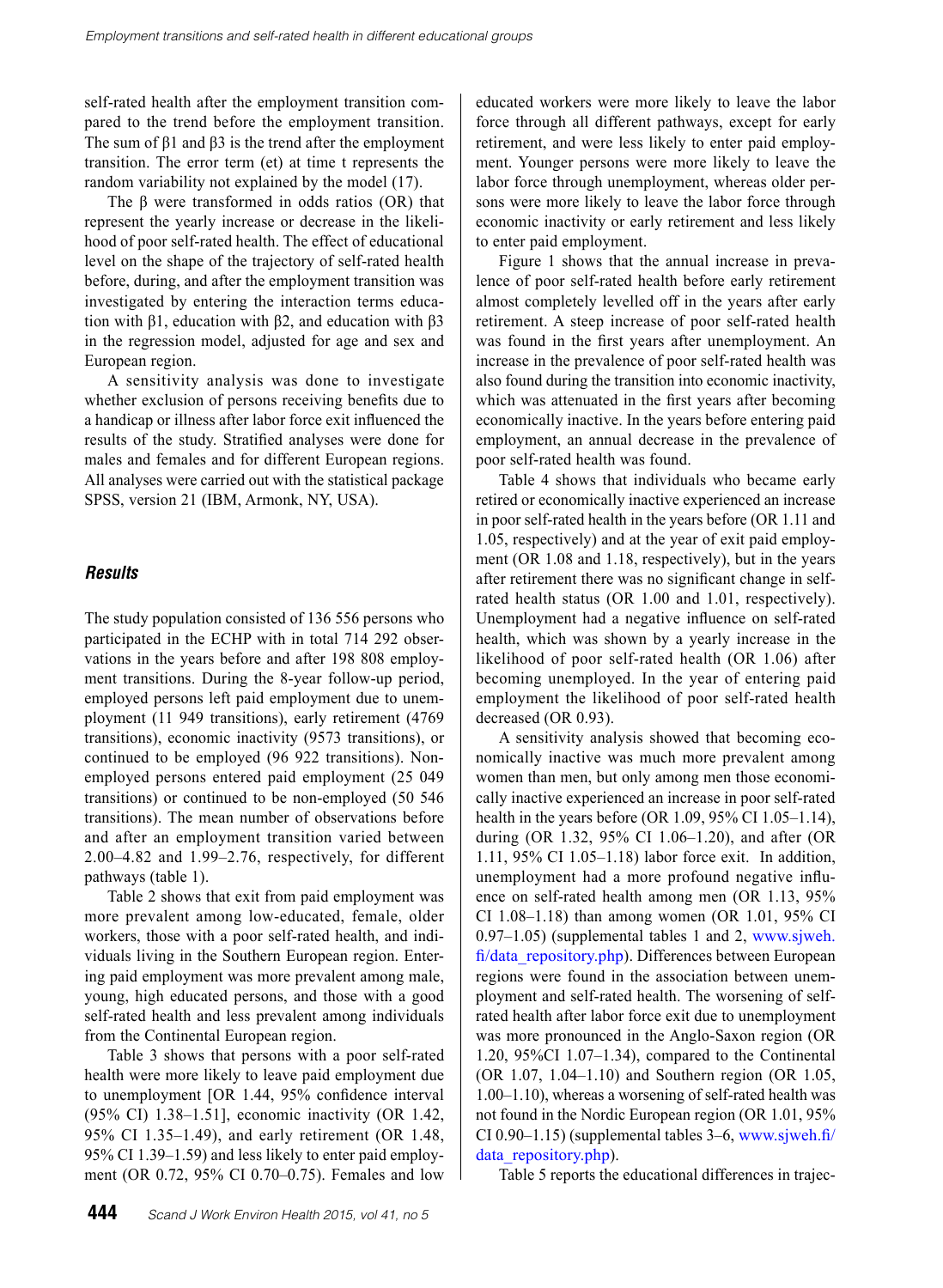self-rated health after the employment transition compared to the trend before the employment transition. The sum of β1 and β3 is the trend after the employment transition. The error term (et) at time t represents the random variability not explained by the model (17).

The β were transformed in odds ratios (OR) that represent the yearly increase or decrease in the likelihood of poor self-rated health. The effect of educational level on the shape of the trajectory of self-rated health before, during, and after the employment transition was investigated by entering the interaction terms education with β1, education with β2, and education with β3 in the regression model, adjusted for age and sex and European region.

A sensitivity analysis was done to investigate whether exclusion of persons receiving benefits due to a handicap or illness after labor force exit influenced the results of the study. Stratified analyses were done for males and females and for different European regions. All analyses were carried out with the statistical package SPSS, version 21 (IBM, Armonk, NY, USA).

## Results

The study population consisted of 136 556 persons who participated in the ECHP with in total 714 292 observations in the years before and after 198 808 employment transitions. During the 8-year follow-up period, employed persons left paid employment due to unemployment (11 949 transitions), early retirement (4769 transitions), economic inactivity (9573 transitions), or continued to be employed (96 922 transitions). Non-employed persons entered paid employment (25 049 transitions) or continued to be non-employed (50 546 transitions). The mean number of observations before and after an employment transition varied between 2.00–4.82 and 1.99–2.76, respectively, for different pathways (table 1).

Table 2 shows that exit from paid employment was more prevalent among low-educated, female, older workers, those with a poor self-rated health, and individuals living in the Southern European region. Entering paid employment was more prevalent among male, young, high educated persons, and those with a good self-rated health and less prevalent among individuals from the Continental European region.

Table 3 shows that persons with a poor self-rated health were more likely to leave paid employment due to unemployment [OR 1.44, 95% confidence interval (95% CI) 1.38–1.51], economic inactivity (OR 1.42, 95% CI 1.35–1.49), and early retirement (OR 1.48, 95% CI 1.39–1.59) and less likely to enter paid employment (OR 0.72, 95% CI 0.70–0.75). Females and low educated workers were more likely to leave the labor force through all different pathways, except for early retirement, and were less likely to enter paid employment. Younger persons were more likely to leave the labor force through unemployment, whereas older persons were more likely to leave the labor force through economic inactivity or early retirement and less likely to enter paid employment.

Figure 1 shows that the annual increase in prevalence of poor self-rated health before early retirement almost completely levelled off in the years after early retirement. A steep increase of poor self-rated health was found in the first years after unemployment. An increase in the prevalence of poor self-rated health was also found during the transition into economic inactivity, which was attenuated in the first years after becoming economically inactive. In the years before entering paid employment, an annual decrease in the prevalence of poor self-rated health was found.

Table 4 shows that individuals who became early retired or economically inactive experienced an increase in poor self-rated health in the years before (OR 1.11 and 1.05, respectively) and at the year of exit paid employment (OR 1.08 and 1.18, respectively), but in the years after retirement there was no significant change in self-rated health status (OR 1.00 and 1.01, respectively). Unemployment had a negative influence on self-rated health, which was shown by a yearly increase in the likelihood of poor self-rated health (OR 1.06) after becoming unemployed. In the year of entering paid employment the likelihood of poor self-rated health decreased (OR 0.93).

A sensitivity analysis showed that becoming economically inactive was much more prevalent among women than men, but only among men those economically inactive experienced an increase in poor self-rated health in the years before (OR 1.09, 95% CI 1.05–1.14), during (OR 1.32, 95% CI 1.06–1.20), and after (OR 1.11, 95% CI 1.05–1.18) labor force exit. In addition, unemployment had a more profound negative influence on self-rated health among men (OR 1.13, 95% CI 1.08–1.18) than among women (OR 1.01, 95% CI 0.97–1.05) (supplemental tables 1 and 2, www.sjweh.fi/data_repository.php). Differences between European regions were found in the association between unemployment and self-rated health. The worsening of self-rated health after labor force exit due to unemployment was more pronounced in the Anglo-Saxon region (OR 1.20, 95%CI 1.07–1.34), compared to the Continental (OR 1.07, 1.04–1.10) and Southern region (OR 1.05, 1.00–1.10), whereas a worsening of self-rated health was not found in the Nordic European region (OR 1.01, 95% CI 0.90–1.15) (supplemental tables 3–6, www.sjweh.fi/data_repository.php).

Table 5 reports the educational differences in trajec-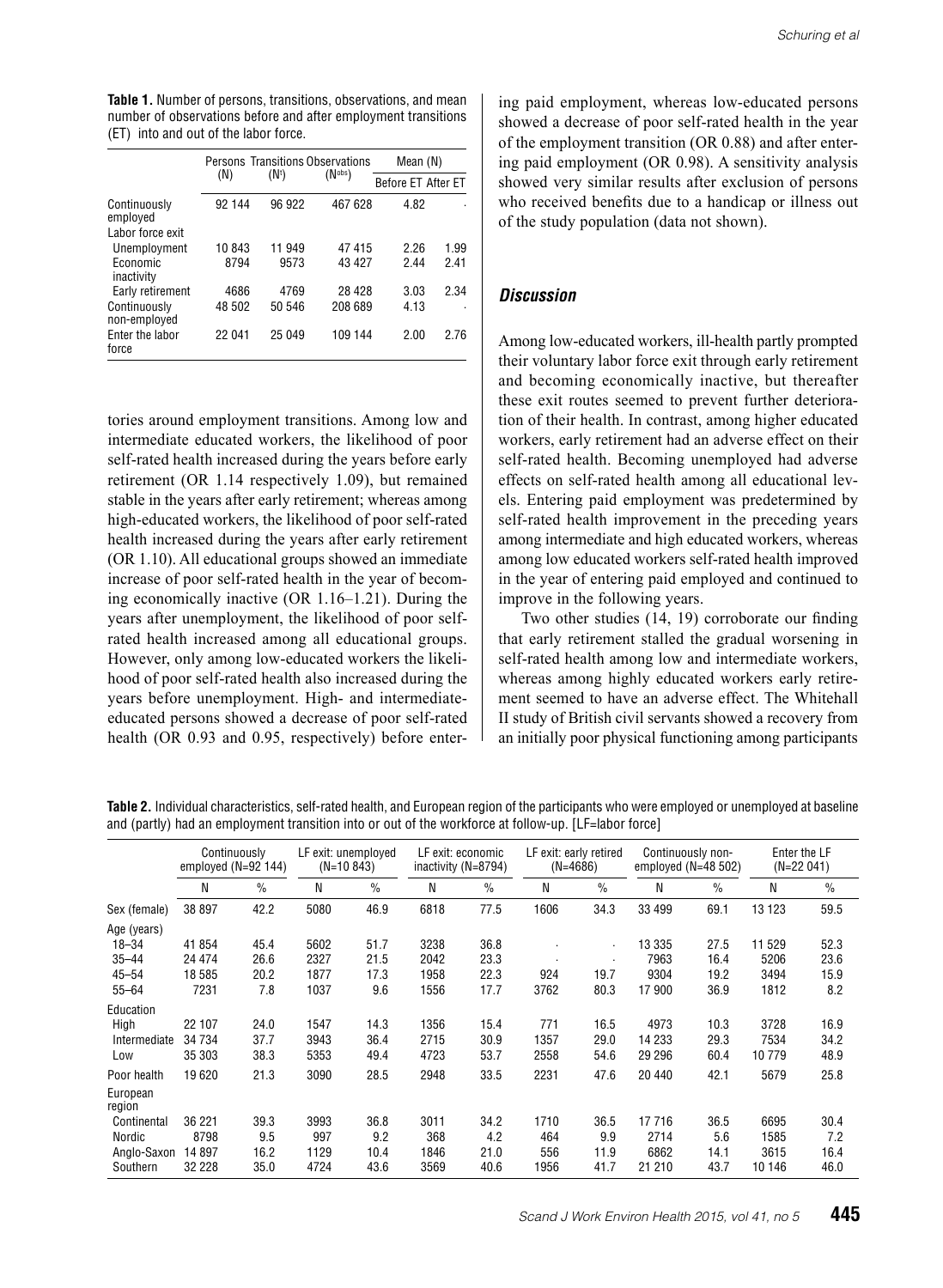**Table 1.** Number of persons, transitions, observations, and mean number of observations before and after employment transitions (ET) into and out of the labor force.

| | Persons (N) | Transitions ($N^t$) | Observations ($N^{obs}$) | Mean (N) | |
|---|---|---|---|---|---|
| | | | | Before ET | After ET |
| Continuously employed | 92 144 | 96 922 | 467 628 | 4.82 | · |
| Labor force exit | | | | | |
| Unemployment | 10 843 | 11 949 | 47 415 | 2.26 | 1.99 |
| Economic inactivity | 8794 | 9573 | 43 427 | 2.44 | 2.41 |
| Early retirement | 4686 | 4769 | 28 428 | 3.03 | 2.34 |
| Continuously non-employed | 48 502 | 50 546 | 208 689 | 4.13 | · |
| Enter the labor force | 22 041 | 25 049 | 109 144 | 2.00 | 2.76 |

tories around employment transitions. Among low and intermediate educated workers, the likelihood of poor self-rated health increased during the years before early retirement (OR 1.14 respectively 1.09), but remained stable in the years after early retirement; whereas among high-educated workers, the likelihood of poor self-rated health increased during the years after early retirement (OR 1.10). All educational groups showed an immediate increase of poor self-rated health in the year of becoming economically inactive (OR 1.16–1.21). During the years after unemployment, the likelihood of poor self-rated health increased among all educational groups. However, only among low-educated workers the likelihood of poor self-rated health also increased during the years before unemployment. High- and intermediate-educated persons showed a decrease of poor self-rated health (OR 0.93 and 0.95, respectively) before entering paid employment, whereas low-educated persons showed a decrease of poor self-rated health in the year of the employment transition (OR 0.88) and after entering paid employment (OR 0.98). A sensitivity analysis showed very similar results after exclusion of persons who received benefits due to a handicap or illness out of the study population (data not shown).

## Discussion

Among low-educated workers, ill-health partly prompted their voluntary labor force exit through early retirement and becoming economically inactive, but thereafter these exit routes seemed to prevent further deterioration of their health. In contrast, among higher educated workers, early retirement had an adverse effect on their self-rated health. Becoming unemployed had adverse effects on self-rated health among all educational levels. Entering paid employment was predetermined by self-rated health improvement in the preceding years among intermediate and high educated workers, whereas among low educated workers self-rated health improved in the year of entering paid employed and continued to improve in the following years.

Two other studies (14, 19) corroborate our finding that early retirement stalled the gradual worsening in self-rated health among low and intermediate workers, whereas among highly educated workers early retirement seemed to have an adverse effect. The Whitehall II study of British civil servants showed a recovery from an initially poor physical functioning among participants

**Table 2.** Individual characteristics, self-rated health, and European region of the participants who were employed or unemployed at baseline and (partly) had an employment transition into or out of the workforce at follow-up. [LF=labor force]

| | Continuously employed (N=92 144) | | LF exit: unemployed (N=10 843) | | LF exit: economic inactivity (N=8794) | | LF exit: early retired (N=4686) | | Continuously non-employed (N=48 502) | | Enter the LF (N=22 041) | |
|---|---|---|---|---|---|---|---|---|---|---|---|---|
| | N | % | N | % | N | % | N | % | N | % | N | % |
| Sex (female) | 38 897 | 42.2 | 5080 | 46.9 | 6818 | 77.5 | 1606 | 34.3 | 33 499 | 69.1 | 13 123 | 59.5 |
| Age (years) | | | | | | | | | | | | |
| 18–34 | 41 854 | 45.4 | 5602 | 51.7 | 3238 | 36.8 | · | · | 13 335 | 27.5 | 11 529 | 52.3 |
| 35–44 | 24 474 | 26.6 | 2327 | 21.5 | 2042 | 23.3 | · | · | 7963 | 16.4 | 5206 | 23.6 |
| 45–54 | 18 585 | 20.2 | 1877 | 17.3 | 1958 | 22.3 | 924 | 19.7 | 9304 | 19.2 | 3494 | 15.9 |
| 55–64 | 7231 | 7.8 | 1037 | 9.6 | 1556 | 17.7 | 3762 | 80.3 | 17 900 | 36.9 | 1812 | 8.2 |
| Education | | | | | | | | | | | | |
| High | 22 107 | 24.0 | 1547 | 14.3 | 1356 | 15.4 | 771 | 16.5 | 4973 | 10.3 | 3728 | 16.9 |
| Intermediate | 34 734 | 37.7 | 3943 | 36.4 | 2715 | 30.9 | 1357 | 29.0 | 14 233 | 29.3 | 7534 | 34.2 |
| Low | 35 303 | 38.3 | 5353 | 49.4 | 4723 | 53.7 | 2558 | 54.6 | 29 296 | 60.4 | 10 779 | 48.9 |
| Poor health | 19 620 | 21.3 | 3090 | 28.5 | 2948 | 33.5 | 2231 | 47.6 | 20 440 | 42.1 | 5679 | 25.8 |
| European region | | | | | | | | | | | | |
| Continental | 36 221 | 39.3 | 3993 | 36.8 | 3011 | 34.2 | 1710 | 36.5 | 17 716 | 36.5 | 6695 | 30.4 |
| Nordic | 8798 | 9.5 | 997 | 9.2 | 368 | 4.2 | 464 | 9.9 | 2714 | 5.6 | 1585 | 7.2 |
| Anglo-Saxon | 14 897 | 16.2 | 1129 | 10.4 | 1846 | 21.0 | 556 | 11.9 | 6862 | 14.1 | 3615 | 16.4 |
| Southern | 32 228 | 35.0 | 4724 | 43.6 | 3569 | 40.6 | 1956 | 41.7 | 21 210 | 43.7 | 10 146 | 46.0 |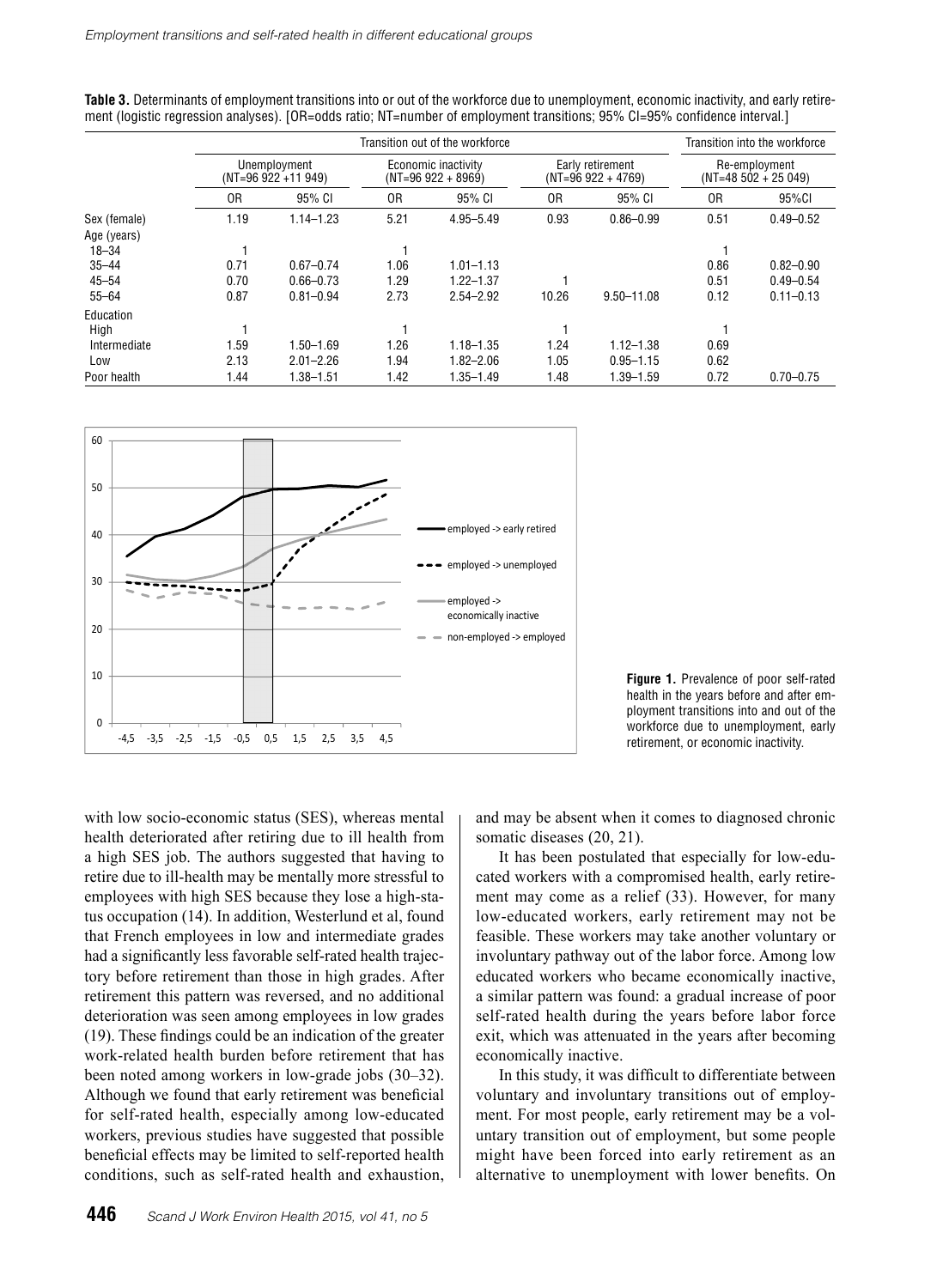**Table 3.** Determinants of employment transitions into or out of the workforce due to unemployment, economic inactivity, and early retirement (logistic regression analyses). [OR=odds ratio; NT=number of employment transitions; 95% CI=95% confidence interval.]

| | Transition out of the workforce | | | | | | Transition into the workforce | |
|---|---|---|---|---|---|---|---|---|
| | Unemployment (NT=96 922 +11 949) | | Economic inactivity (NT=96 922 + 8969) | | Early retirement (NT=96 922 + 4769) | | Re-employment (NT=48 502 + 25 049) | |
| | OR | 95% CI | OR | 95% CI | OR | 95% CI | OR | 95%CI |
| Sex (female) | 1.19 | 1.14–1.23 | 5.21 | 4.95–5.49 | 0.93 | 0.86–0.99 | 0.51 | 0.49–0.52 |
| Age (years) | | | | | | | | |
| 18–34 | 1 | | 1 | | | | 1 | |
| 35–44 | 0.71 | 0.67–0.74 | 1.06 | 1.01–1.13 | | | 0.86 | 0.82–0.90 |
| 45–54 | 0.70 | 0.66–0.73 | 1.29 | 1.22–1.37 | 1 | | 0.51 | 0.49–0.54 |
| 55–64 | 0.87 | 0.81–0.94 | 2.73 | 2.54–2.92 | 10.26 | 9.50–11.08 | 0.12 | 0.11–0.13 |
| Education | | | | | | | | |
| High | 1 | | 1 | | 1 | | 1 | |
| Intermediate | 1.59 | 1.50–1.69 | 1.26 | 1.18–1.35 | 1.24 | 1.12–1.38 | 0.69 | |
| Low | 2.13 | 2.01–2.26 | 1.94 | 1.82–2.06 | 1.05 | 0.95–1.15 | 0.62 | |
| Poor health | 1.44 | 1.38–1.51 | 1.42 | 1.35–1.49 | 1.48 | 1.39–1.59 | 0.72 | 0.70–0.75 |

**Figure 1.** Prevalence of poor self-rated health in the years before and after employment transitions into and out of the workforce due to unemployment, early retirement, or economic inactivity.

with low socio-economic status (SES), whereas mental health deteriorated after retiring due to ill health from a high SES job. The authors suggested that having to retire due to ill-health may be mentally more stressful to employees with high SES because they lose a high-status occupation (14). In addition, Westerlund et al, found that French employees in low and intermediate grades had a significantly less favorable self-rated health trajectory before retirement than those in high grades. After retirement this pattern was reversed, and no additional deterioration was seen among employees in low grades (19). These findings could be an indication of the greater work-related health burden before retirement that has been noted among workers in low-grade jobs (30–32). Although we found that early retirement was beneficial for self-rated health, especially among low-educated workers, previous studies have suggested that possible beneficial effects may be limited to self-reported health conditions, such as self-rated health and exhaustion, and may be absent when it comes to diagnosed chronic somatic diseases (20, 21).

It has been postulated that especially for low-educated workers with a compromised health, early retirement may come as a relief (33). However, for many low-educated workers, early retirement may not be feasible. These workers may take another voluntary or involuntary pathway out of the labor force. Among low educated workers who became economically inactive, a similar pattern was found: a gradual increase of poor self-rated health during the years before labor force exit, which was attenuated in the years after becoming economically inactive.

In this study, it was difficult to differentiate between voluntary and involuntary transitions out of employment. For most people, early retirement may be a voluntary transition out of employment, but some people might have been forced into early retirement as an alternative to unemployment with lower benefits. On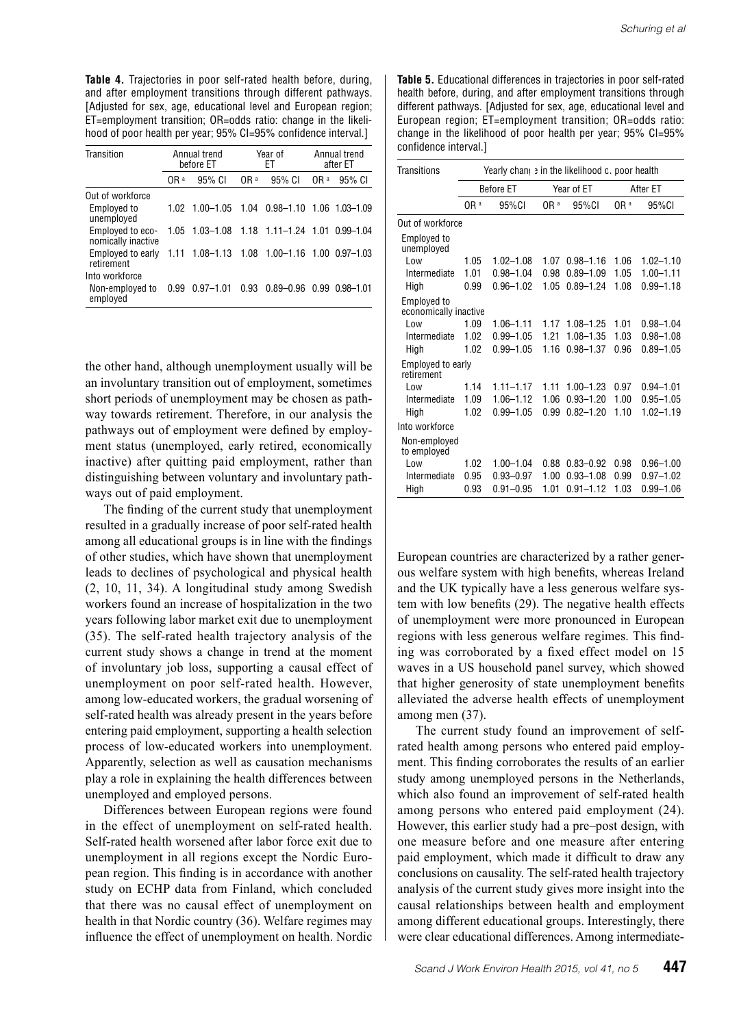**Table 4.** Trajectories in poor self-rated health before, during, and after employment transitions through different pathways. [Adjusted for sex, age, educational level and European region; ET=employment transition; OR=odds ratio: change in the likelihood of poor health per year; 95% CI=95% confidence interval.]

| Transition | Annual trend before ET | | Year of ET | | Annual trend after ET | |
|---|---|---|---|---|---|---|
| | OR [a] | 95% CI | OR [a] | 95% CI | OR [a] | 95% CI |
| Out of workforce | | | | | | |
| Employed to unemployed | 1.02 | 1.00–1.05 | 1.04 | 0.98–1.10 | 1.06 | 1.03–1.09 |
| Employed to economically inactive | 1.05 | 1.03–1.08 | 1.18 | 1.11–1.24 | 1.01 | 0.99–1.04 |
| Employed to early retirement | 1.11 | 1.08–1.13 | 1.08 | 1.00–1.16 | 1.00 | 0.97–1.03 |
| Into workforce | | | | | | |
| Non-employed to employed | 0.99 | 0.97–1.01 | 0.93 | 0.89–0.96 | 0.99 | 0.98–1.01 |

**Table 5.** Educational differences in trajectories in poor self-rated health before, during, and after employment transitions through different pathways. [Adjusted for sex, age, educational level and European region; ET=employment transition; OR=odds ratio: change in the likelihood of poor health per year; 95% CI=95% confidence interval.]

| Transitions | Yearly change in the likelihood of poor health | | | | | |
|---|---|---|---|---|---|---|
| | Before ET | | Year of ET | | After ET | |
| | OR [a] | 95%CI | OR [a] | 95%CI | OR [a] | 95%CI |
| Out of workforce | | | | | | |
| Employed to unemployed | | | | | | |
| Low | 1.05 | 1.02–1.08 | 1.07 | 0.98–1.16 | 1.06 | 1.02–1.10 |
| Intermediate | 1.01 | 0.98–1.04 | 0.98 | 0.89–1.09 | 1.05 | 1.00–1.11 |
| High | 0.99 | 0.96–1.02 | 1.05 | 0.89–1.24 | 1.08 | 0.99–1.18 |
| Employed to economically inactive | | | | | | |
| Low | 1.09 | 1.06–1.11 | 1.17 | 1.08–1.25 | 1.01 | 0.98–1.04 |
| Intermediate | 1.02 | 0.99–1.05 | 1.21 | 1.08–1.35 | 1.03 | 0.98–1.08 |
| High | 1.02 | 0.99–1.05 | 1.16 | 0.98–1.37 | 0.96 | 0.89–1.05 |
| Employed to early retirement | | | | | | |
| Low | 1.14 | 1.11–1.17 | 1.11 | 1.00–1.23 | 0.97 | 0.94–1.01 |
| Intermediate | 1.09 | 1.06–1.12 | 1.06 | 0.93–1.20 | 1.00 | 0.95–1.05 |
| High | 1.02 | 0.99–1.05 | 0.99 | 0.82–1.20 | 1.10 | 1.02–1.19 |
| Into workforce | | | | | | |
| Non-employed to employed | | | | | | |
| Low | 1.02 | 1.00–1.04 | 0.88 | 0.83–0.92 | 0.98 | 0.96–1.00 |
| Intermediate | 0.95 | 0.93–0.97 | 1.00 | 0.93–1.08 | 0.99 | 0.97–1.02 |
| High | 0.93 | 0.91–0.95 | 1.01 | 0.91–1.12 | 1.03 | 0.99–1.06 |

the other hand, although unemployment usually will be an involuntary transition out of employment, sometimes short periods of unemployment may be chosen as pathway towards retirement. Therefore, in our analysis the pathways out of employment were defined by employment status (unemployed, early retired, economically inactive) after quitting paid employment, rather than distinguishing between voluntary and involuntary pathways out of paid employment.

The finding of the current study that unemployment resulted in a gradually increase of poor self-rated health among all educational groups is in line with the findings of other studies, which have shown that unemployment leads to declines of psychological and physical health (2, 10, 11, 34). A longitudinal study among Swedish workers found an increase of hospitalization in the two years following labor market exit due to unemployment (35). The self-rated health trajectory analysis of the current study shows a change in trend at the moment of involuntary job loss, supporting a causal effect of unemployment on poor self-rated health. However, among low-educated workers, the gradual worsening of self-rated health was already present in the years before entering paid employment, supporting a health selection process of low-educated workers into unemployment. Apparently, selection as well as causation mechanisms play a role in explaining the health differences between unemployed and employed persons.

Differences between European regions were found in the effect of unemployment on self-rated health. Self-rated health worsened after labor force exit due to unemployment in all regions except the Nordic European region. This finding is in accordance with another study on ECHP data from Finland, which concluded that there was no causal effect of unemployment on health in that Nordic country (36). Welfare regimes may influence the effect of unemployment on health. Nordic European countries are characterized by a rather generous welfare system with high benefits, whereas Ireland and the UK typically have a less generous welfare system with low benefits (29). The negative health effects of unemployment were more pronounced in European regions with less generous welfare regimes. This finding was corroborated by a fixed effect model on 15 waves in a US household panel survey, which showed that higher generosity of state unemployment benefits alleviated the adverse health effects of unemployment among men (37).

The current study found an improvement of self-rated health among persons who entered paid employment. This finding corroborates the results of an earlier study among unemployed persons in the Netherlands, which also found an improvement of self-rated health among persons who entered paid employment (24). However, this earlier study had a pre–post design, with one measure before and one measure after entering paid employment, which made it difficult to draw any conclusions on causality. The self-rated health trajectory analysis of the current study gives more insight into the causal relationships between health and employment among different educational groups. Interestingly, there were clear educational differences. Among intermediate-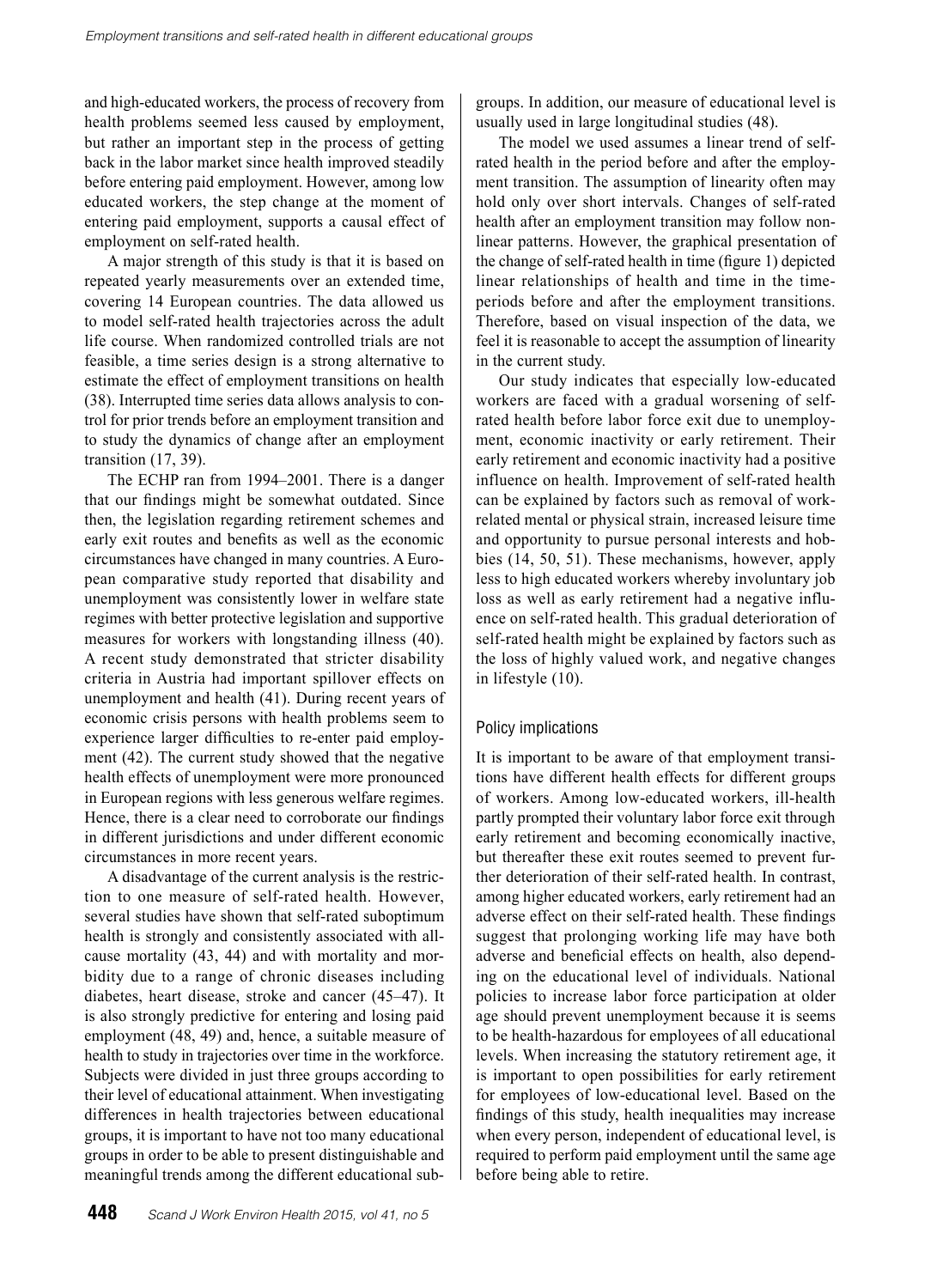and high-educated workers, the process of recovery from health problems seemed less caused by employment, but rather an important step in the process of getting back in the labor market since health improved steadily before entering paid employment. However, among low educated workers, the step change at the moment of entering paid employment, supports a causal effect of employment on self-rated health.

A major strength of this study is that it is based on repeated yearly measurements over an extended time, covering 14 European countries. The data allowed us to model self-rated health trajectories across the adult life course. When randomized controlled trials are not feasible, a time series design is a strong alternative to estimate the effect of employment transitions on health (38). Interrupted time series data allows analysis to control for prior trends before an employment transition and to study the dynamics of change after an employment transition (17, 39).

The ECHP ran from 1994–2001. There is a danger that our findings might be somewhat outdated. Since then, the legislation regarding retirement schemes and early exit routes and benefits as well as the economic circumstances have changed in many countries. A European comparative study reported that disability and unemployment was consistently lower in welfare state regimes with better protective legislation and supportive measures for workers with longstanding illness (40). A recent study demonstrated that stricter disability criteria in Austria had important spillover effects on unemployment and health (41). During recent years of economic crisis persons with health problems seem to experience larger difficulties to re-enter paid employment (42). The current study showed that the negative health effects of unemployment were more pronounced in European regions with less generous welfare regimes. Hence, there is a clear need to corroborate our findings in different jurisdictions and under different economic circumstances in more recent years.

A disadvantage of the current analysis is the restriction to one measure of self-rated health. However, several studies have shown that self-rated suboptimum health is strongly and consistently associated with all-cause mortality (43, 44) and with mortality and morbidity due to a range of chronic diseases including diabetes, heart disease, stroke and cancer (45–47). It is also strongly predictive for entering and losing paid employment (48, 49) and, hence, a suitable measure of health to study in trajectories over time in the workforce. Subjects were divided in just three groups according to their level of educational attainment. When investigating differences in health trajectories between educational groups, it is important to have not too many educational groups in order to be able to present distinguishable and meaningful trends among the different educational subgroups. In addition, our measure of educational level is usually used in large longitudinal studies (48).

The model we used assumes a linear trend of self-rated health in the period before and after the employment transition. The assumption of linearity often may hold only over short intervals. Changes of self-rated health after an employment transition may follow non-linear patterns. However, the graphical presentation of the change of self-rated health in time (figure 1) depicted linear relationships of health and time in the time-periods before and after the employment transitions. Therefore, based on visual inspection of the data, we feel it is reasonable to accept the assumption of linearity in the current study.

Our study indicates that especially low-educated workers are faced with a gradual worsening of self-rated health before labor force exit due to unemployment, economic inactivity or early retirement. Their early retirement and economic inactivity had a positive influence on health. Improvement of self-rated health can be explained by factors such as removal of work-related mental or physical strain, increased leisure time and opportunity to pursue personal interests and hobbies (14, 50, 51). These mechanisms, however, apply less to high educated workers whereby involuntary job loss as well as early retirement had a negative influence on self-rated health. This gradual deterioration of self-rated health might be explained by factors such as the loss of highly valued work, and negative changes in lifestyle (10).

## Policy implications

It is important to be aware of that employment transitions have different health effects for different groups of workers. Among low-educated workers, ill-health partly prompted their voluntary labor force exit through early retirement and becoming economically inactive, but thereafter these exit routes seemed to prevent further deterioration of their self-rated health. In contrast, among higher educated workers, early retirement had an adverse effect on their self-rated health. These findings suggest that prolonging working life may have both adverse and beneficial effects on health, also depending on the educational level of individuals. National policies to increase labor force participation at older age should prevent unemployment because it is seems to be health-hazardous for employees of all educational levels. When increasing the statutory retirement age, it is important to open possibilities for early retirement for employees of low-educational level. Based on the findings of this study, health inequalities may increase when every person, independent of educational level, is required to perform paid employment until the same age before being able to retire.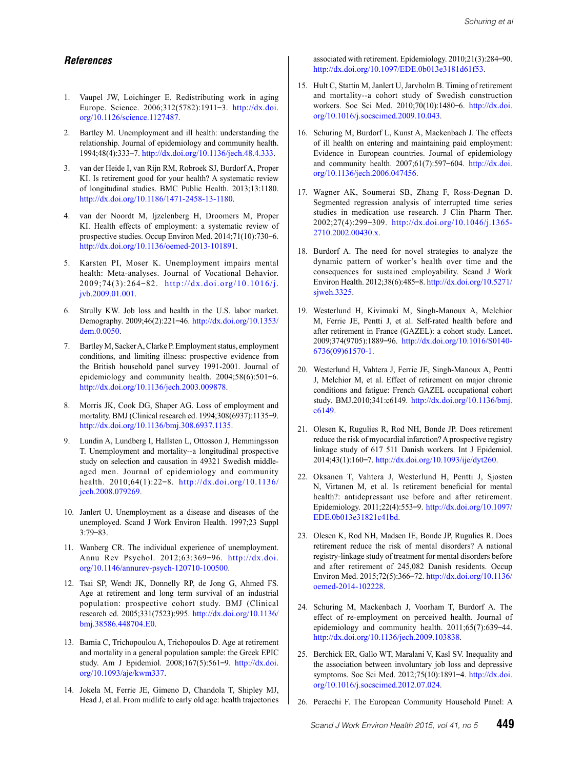## *References*

1. Vaupel JW, Loichinger E. Redistributing work in aging Europe. Science. 2006;312(5782):1911−3. http://dx.doi.org/10.1126/science.1127487.

2. Bartley M. Unemployment and ill health: understanding the relationship. Journal of epidemiology and community health. 1994;48(4):333−7. http://dx.doi.org/10.1136/jech.48.4.333.

3. van der Heide I, van Rijn RM, Robroek SJ, Burdorf A, Proper KI. Is retirement good for your health? A systematic review of longitudinal studies. BMC Public Health. 2013;13:1180. http://dx.doi.org/10.1186/1471-2458-13-1180.

4. van der Noordt M, Ijzelenberg H, Droomers M, Proper KI. Health effects of employment: a systematic review of prospective studies. Occup Environ Med. 2014;71(10):730–6. http://dx.doi.org/10.1136/oemed-2013-101891.

5. Karsten PI, Moser K. Unemployment impairs mental health: Meta-analyses. Journal of Vocational Behavior. 2009;74(3):264−82. http://dx.doi.org/10.1016/j.jvb.2009.01.001.

6. Strully KW. Job loss and health in the U.S. labor market. Demography. 2009;46(2):221−46. http://dx.doi.org/10.1353/dem.0.0050.

7. Bartley M, Sacker A, Clarke P. Employment status, employment conditions, and limiting illness: prospective evidence from the British household panel survey 1991-2001. Journal of epidemiology and community health. 2004;58(6):501−6. http://dx.doi.org/10.1136/jech.2003.009878.

8. Morris JK, Cook DG, Shaper AG. Loss of employment and mortality. BMJ (Clinical research ed. 1994;308(6937):1135−9. http://dx.doi.org/10.1136/bmj.308.6937.1135.

9. Lundin A, Lundberg I, Hallsten L, Ottosson J, Hemmingsson T. Unemployment and mortality--a longitudinal prospective study on selection and causation in 49321 Swedish middle-aged men. Journal of epidemiology and community health. 2010;64(1):22−8. http://dx.doi.org/10.1136/jech.2008.079269.

10. Janlert U. Unemployment as a disease and diseases of the unemployed. Scand J Work Environ Health. 1997;23 Suppl 3:79−83.

11. Wanberg CR. The individual experience of unemployment. Annu Rev Psychol. 2012;63:369−96. http://dx.doi.org/10.1146/annurev-psych-120710-100500.

12. Tsai SP, Wendt JK, Donnelly RP, de Jong G, Ahmed FS. Age at retirement and long term survival of an industrial population: prospective cohort study. BMJ (Clinical research ed. 2005;331(7523):995. http://dx.doi.org/10.1136/bmj.38586.448704.E0.

13. Bamia C, Trichopoulou A, Trichopoulos D. Age at retirement and mortality in a general population sample: the Greek EPIC study. Am J Epidemiol. 2008;167(5):561−9. http://dx.doi.org/10.1093/aje/kwm337.

14. Jokela M, Ferrie JE, Gimeno D, Chandola T, Shipley MJ, Head J, et al. From midlife to early old age: health trajectories associated with retirement. Epidemiology. 2010;21(3):284−90. http://dx.doi.org/10.1097/EDE.0b013e3181d61f53.

15. Hult C, Stattin M, Janlert U, Jarvholm B. Timing of retirement and mortality--a cohort study of Swedish construction workers. Soc Sci Med. 2010;70(10):1480−6. http://dx.doi.org/10.1016/j.socscimed.2009.10.043.

16. Schuring M, Burdorf L, Kunst A, Mackenbach J. The effects of ill health on entering and maintaining paid employment: Evidence in European countries. Journal of epidemiology and community health. 2007;61(7):597−604. http://dx.doi.org/10.1136/jech.2006.047456.

17. Wagner AK, Soumerai SB, Zhang F, Ross-Degnan D. Segmented regression analysis of interrupted time series studies in medication use research. J Clin Pharm Ther. 2002;27(4):299−309. http://dx.doi.org/10.1046/j.1365-2710.2002.00430.x.

18. Burdorf A. The need for novel strategies to analyze the dynamic pattern of worker's health over time and the consequences for sustained employability. Scand J Work Environ Health. 2012;38(6):485−8. http://dx.doi.org/10.5271/sjweh.3325.

19. Westerlund H, Kivimaki M, Singh-Manoux A, Melchior M, Ferrie JE, Pentti J, et al. Self-rated health before and after retirement in France (GAZEL): a cohort study. Lancet. 2009;374(9705):1889−96. http://dx.doi.org/10.1016/S0140-6736(09)61570-1.

20. Westerlund H, Vahtera J, Ferrie JE, Singh-Manoux A, Pentti J, Melchior M, et al. Effect of retirement on major chronic conditions and fatigue: French GAZEL occupational cohort study. BMJ.2010;341:c6149. http://dx.doi.org/10.1136/bmj.c6149.

21. Olesen K, Rugulies R, Rod NH, Bonde JP. Does retirement reduce the risk of myocardial infarction? A prospective registry linkage study of 617 511 Danish workers. Int J Epidemiol. 2014;43(1):160−7. http://dx.doi.org/10.1093/ije/dyt260.

22. Oksanen T, Vahtera J, Westerlund H, Pentti J, Sjosten N, Virtanen M, et al. Is retirement beneficial for mental health?: antidepressant use before and after retirement. Epidemiology. 2011;22(4):553−9. http://dx.doi.org/10.1097/EDE.0b013e31821c41bd.

23. Olesen K, Rod NH, Madsen IE, Bonde JP, Rugulies R. Does retirement reduce the risk of mental disorders? A national registry-linkage study of treatment for mental disorders before and after retirement of 245,082 Danish residents. Occup Environ Med. 2015;72(5):366−72. http://dx.doi.org/10.1136/oemed-2014-102228.

24. Schuring M, Mackenbach J, Voorham T, Burdorf A. The effect of re-employment on perceived health. Journal of epidemiology and community health. 2011;65(7):639−44. http://dx.doi.org/10.1136/jech.2009.103838.

25. Berchick ER, Gallo WT, Maralani V, Kasl SV. Inequality and the association between involuntary job loss and depressive symptoms. Soc Sci Med. 2012;75(10):1891−4. http://dx.doi.org/10.1016/j.socscimed.2012.07.024.

26. Peracchi F. The European Community Household Panel: A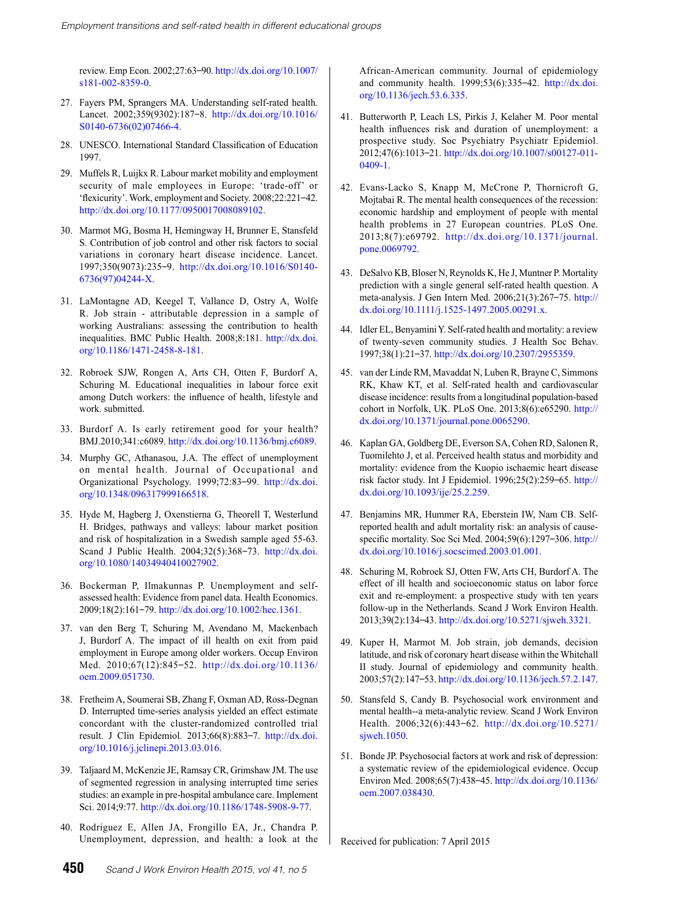review. Emp Econ. 2002;27:63‒90. http://dx.doi.org/10.1007/s181-002-8359-0.

27. Fayers PM, Sprangers MA. Understanding self-rated health. Lancet. 2002;359(9302):187‒8. http://dx.doi.org/10.1016/S0140-6736(02)07466-4.
28. UNESCO. International Standard Classification of Education 1997.
29. Muffels R, Luijkx R. Labour market mobility and employment security of male employees in Europe: 'trade-off' or 'flexicurity'. Work, employment and Society. 2008;22:221‒42. http://dx.doi.org/10.1177/0950017008089102.
30. Marmot MG, Bosma H, Hemingway H, Brunner E, Stansfeld S. Contribution of job control and other risk factors to social variations in coronary heart disease incidence. Lancet. 1997;350(9073):235‒9. http://dx.doi.org/10.1016/S0140-6736(97)04244-X.
31. LaMontagne AD, Keegel T, Vallance D, Ostry A, Wolfe R. Job strain - attributable depression in a sample of working Australians: assessing the contribution to health inequalities. BMC Public Health. 2008;8:181. http://dx.doi.org/10.1186/1471-2458-8-181.
32. Robroek SJW, Rongen A, Arts CH, Otten F, Burdorf A, Schuring M. Educational inequalities in labour force exit among Dutch workers: the influence of health, lifestyle and work. submitted.
33. Burdorf A. Is early retirement good for your health? BMJ.2010;341:c6089. http://dx.doi.org/10.1136/bmj.c6089.
34. Murphy GC, Athanasou, J.A. The effect of unemployment on mental health. Journal of Occupational and Organizational Psychology. 1999;72:83‒99. http://dx.doi.org/10.1348/096317999166518.
35. Hyde M, Hagberg J, Oxenstierna G, Theorell T, Westerlund H. Bridges, pathways and valleys: labour market position and risk of hospitalization in a Swedish sample aged 55-63. Scand J Public Health. 2004;32(5):368‒73. http://dx.doi.org/10.1080/14034940410027902.
36. Bockerman P, Ilmakunnas P. Unemployment and self-assessed health: Evidence from panel data. Health Economics. 2009;18(2):161‒79. http://dx.doi.org/10.1002/hec.1361.
37. van den Berg T, Schuring M, Avendano M, Mackenbach J, Burdorf A. The impact of ill health on exit from paid employment in Europe among older workers. Occup Environ Med. 2010;67(12):845‒52. http://dx.doi.org/10.1136/oem.2009.051730.
38. Fretheim A, Soumerai SB, Zhang F, Oxman AD, Ross-Degnan D. Interrupted time-series analysis yielded an effect estimate concordant with the cluster-randomized controlled trial result. J Clin Epidemiol. 2013;66(8):883‒7. http://dx.doi.org/10.1016/j.jclinepi.2013.03.016.
39. Taljaard M, McKenzie JE, Ramsay CR, Grimshaw JM. The use of segmented regression in analysing interrupted time series studies: an example in pre-hospital ambulance care. Implement Sci. 2014;9:77. http://dx.doi.org/10.1186/1748-5908-9-77.
40. Rodriguez E, Allen JA, Frongillo EA, Jr., Chandra P. Unemployment, depression, and health: a look at the African-American community. Journal of epidemiology and community health. 1999;53(6):335‒42. http://dx.doi.org/10.1136/jech.53.6.335.
41. Butterworth P, Leach LS, Pirkis J, Kelaher M. Poor mental health influences risk and duration of unemployment: a prospective study. Soc Psychiatry Psychiatr Epidemiol. 2012;47(6):1013‒21. http://dx.doi.org/10.1007/s00127-011-0409-1.
42. Evans-Lacko S, Knapp M, McCrone P, Thornicroft G, Mojtabai R. The mental health consequences of the recession: economic hardship and employment of people with mental health problems in 27 European countries. PLoS One. 2013;8(7):e69792. http://dx.doi.org/10.1371/journal.pone.0069792.
43. DeSalvo KB, Bloser N, Reynolds K, He J, Muntner P. Mortality prediction with a single general self-rated health question. A meta-analysis. J Gen Intern Med. 2006;21(3):267‒75. http://dx.doi.org/10.1111/j.1525-1497.2005.00291.x.
44. Idler EL, Benyamini Y. Self-rated health and mortality: a review of twenty-seven community studies. J Health Soc Behav. 1997;38(1):21‒37. http://dx.doi.org/10.2307/2955359.
45. van der Linde RM, Mavaddat N, Luben R, Brayne C, Simmons RK, Khaw KT, et al. Self-rated health and cardiovascular disease incidence: results from a longitudinal population-based cohort in Norfolk, UK. PLoS One. 2013;8(6):e65290. http://dx.doi.org/10.1371/journal.pone.0065290.
46. Kaplan GA, Goldberg DE, Everson SA, Cohen RD, Salonen R, Tuomilehto J, et al. Perceived health status and morbidity and mortality: evidence from the Kuopio ischaemic heart disease risk factor study. Int J Epidemiol. 1996;25(2):259‒65. http://dx.doi.org/10.1093/ije/25.2.259.
47. Benjamins MR, Hummer RA, Eberstein IW, Nam CB. Self-reported health and adult mortality risk: an analysis of cause-specific mortality. Soc Sci Med. 2004;59(6):1297‒306. http://dx.doi.org/10.1016/j.socscimed.2003.01.001.
48. Schuring M, Robroek SJ, Otten FW, Arts CH, Burdorf A. The effect of ill health and socioeconomic status on labor force exit and re-employment: a prospective study with ten years follow-up in the Netherlands. Scand J Work Environ Health. 2013;39(2):134‒43. http://dx.doi.org/10.5271/sjweh.3321.
49. Kuper H, Marmot M. Job strain, job demands, decision latitude, and risk of coronary heart disease within the Whitehall II study. Journal of epidemiology and community health. 2003;57(2):147‒53. http://dx.doi.org/10.1136/jech.57.2.147.
50. Stansfeld S, Candy B. Psychosocial work environment and mental health--a meta-analytic review. Scand J Work Environ Health. 2006;32(6):443‒62. http://dx.doi.org/10.5271/sjweh.1050.
51. Bonde JP. Psychosocial factors at work and risk of depression: a systematic review of the epidemiological evidence. Occup Environ Med. 2008;65(7):438‒45. http://dx.doi.org/10.1136/oem.2007.038430.

Received for publication: 7 April 2015